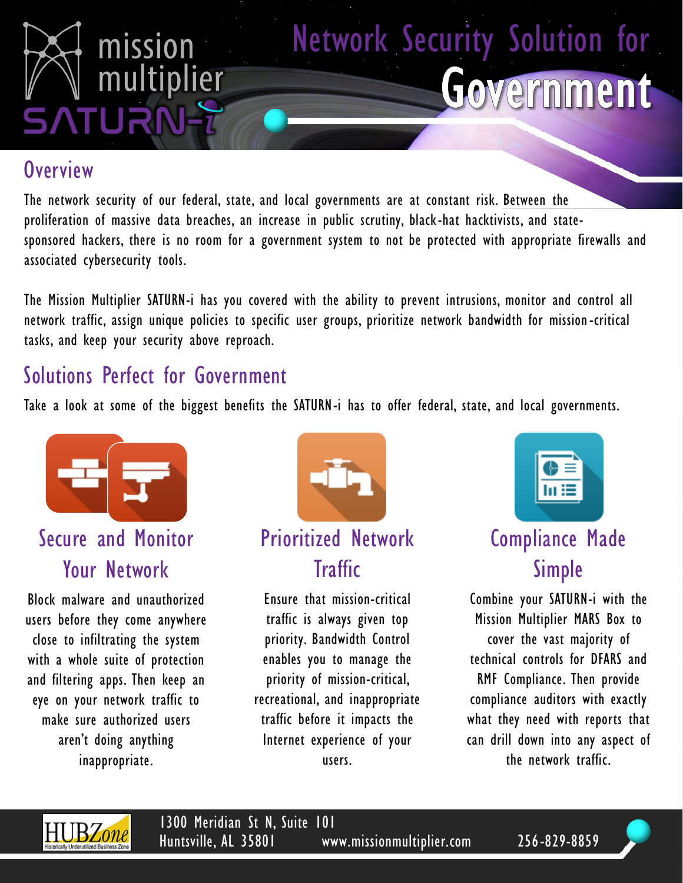mission multiplier SATURN-i

# Network Security Solution for Government

## Overview

The network security of our federal, state, and local governments are at constant risk. Between the proliferation of massive data breaches, an increase in public scrutiny, black-hat hacktivists, and state-sponsored hackers, there is no room for a government system to not be protected with appropriate firewalls and associated cybersecurity tools.

The Mission Multiplier SATURN-i has you covered with the ability to prevent intrusions, monitor and control all network traffic, assign unique policies to specific user groups, prioritize network bandwidth for mission-critical tasks, and keep your security above reproach.

## Solutions Perfect for Government

Take a look at some of the biggest benefits the SATURN-i has to offer federal, state, and local governments.

### Secure and Monitor Your Network

Block malware and unauthorized users before they come anywhere close to infiltrating the system with a whole suite of protection and filtering apps. Then keep an eye on your network traffic to make sure authorized users aren't doing anything inappropriate.

### Prioritized Network Traffic

Ensure that mission-critical traffic is always given top priority. Bandwidth Control enables you to manage the priority of mission-critical, recreational, and inappropriate traffic before it impacts the Internet experience of your users.

### Compliance Made Simple

Combine your SATURN-i with the Mission Multiplier MARS Box to cover the vast majority of technical controls for DFARS and RMF Compliance. Then provide compliance auditors with exactly what they need with reports that can drill down into any aspect of the network traffic.

HUBZone – Historically Underutilized Business Zone

1300 Meridian St N, Suite 101
Huntsville, AL 35801 www.missionmultiplier.com 256-829-8859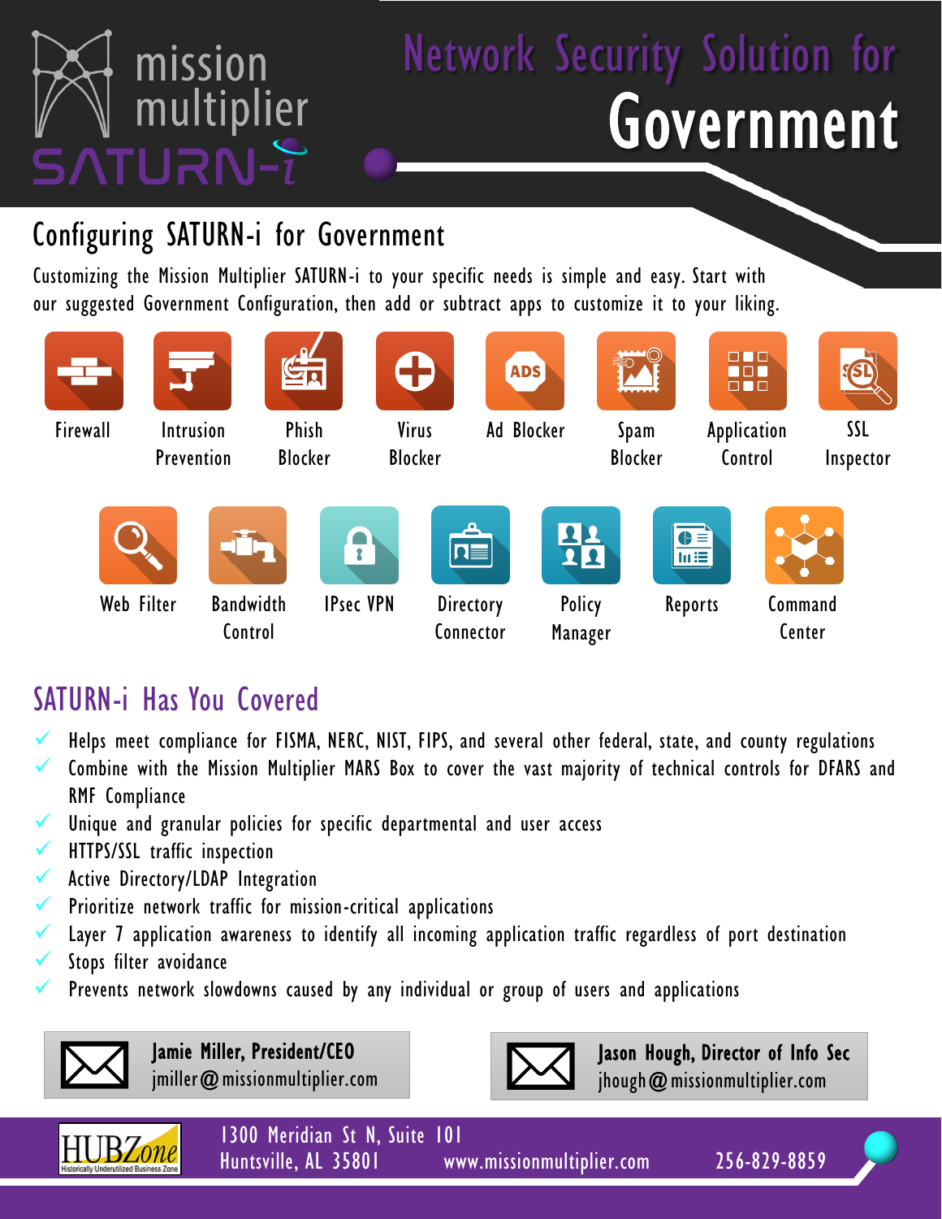mission multiplier

SATURN-i

# Network Security Solution for Government

## Configuring SATURN-i for Government

Customizing the Mission Multiplier SATURN-i to your specific needs is simple and easy. Start with our suggested Government Configuration, then add or subtract apps to customize it to your liking.

Firewall

Intrusion Prevention

Phish Blocker

Virus Blocker

Ad Blocker

Spam Blocker

Application Control

SSL Inspector

Web Filter

Bandwidth Control

IPsec VPN

Directory Connector

Policy Manager

Reports

Command Center

## SATURN-i Has You Covered

- ✓ Helps meet compliance for FISMA, NERC, NIST, FIPS, and several other federal, state, and county regulations
- ✓ Combine with the Mission Multiplier MARS Box to cover the vast majority of technical controls for DFARS and RMF Compliance
- ✓ Unique and granular policies for specific departmental and user access
- ✓ HTTPS/SSL traffic inspection
- ✓ Active Directory/LDAP Integration
- ✓ Prioritize network traffic for mission-critical applications
- ✓ Layer 7 application awareness to identify all incoming application traffic regardless of port destination
- ✓ Stops filter avoidance
- ✓ Prevents network slowdowns caused by any individual or group of users and applications

**Jamie Miller, President/CEO**
jmiller@missionmultiplier.com

**Jason Hough, Director of Info Sec**
jhough@missionmultiplier.com

HUBZone — Historically Underutilized Business Zone

1300 Meridian St N, Suite 101
Huntsville, AL 35801

www.missionmultiplier.com

256-829-8859